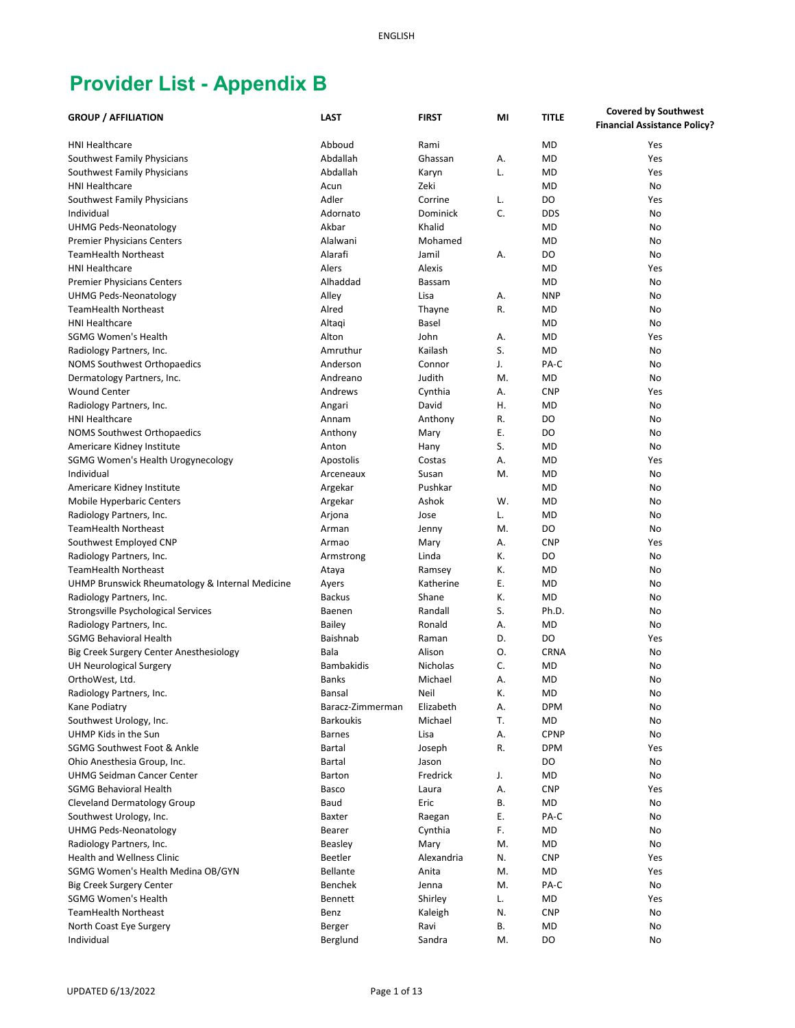ENGLISH

# Provider List - Appendix B

| GROUP / AFFILIATION | LAST | FIRST | MI | TITLE | Covered by Southwest Financial Assistance Policy? |
|---|---|---|---|---|---|
| HNI Healthcare | Abboud | Rami | | MD | Yes |
| Southwest Family Physicians | Abdallah | Ghassan | A. | MD | Yes |
| Southwest Family Physicians | Abdallah | Karyn | L. | MD | Yes |
| HNI Healthcare | Acun | Zeki | | MD | No |
| Southwest Family Physicians | Adler | Corrine | L. | DO | Yes |
| Individual | Adornato | Dominick | C. | DDS | No |
| UHMG Peds-Neonatology | Akbar | Khalid | | MD | No |
| Premier Physicians Centers | Alalwani | Mohamed | | MD | No |
| TeamHealth Northeast | Alarafi | Jamil | A. | DO | No |
| HNI Healthcare | Alers | Alexis | | MD | Yes |
| Premier Physicians Centers | Alhaddad | Bassam | | MD | No |
| UHMG Peds-Neonatology | Alley | Lisa | A. | NNP | No |
| TeamHealth Northeast | Alred | Thayne | R. | MD | No |
| HNI Healthcare | Altaqi | Basel | | MD | No |
| SGMG Women's Health | Alton | John | A. | MD | Yes |
| Radiology Partners, Inc. | Amruthur | Kailash | S. | MD | No |
| NOMS Southwest Orthopaedics | Anderson | Connor | J. | PA-C | No |
| Dermatology Partners, Inc. | Andreano | Judith | M. | MD | No |
| Wound Center | Andrews | Cynthia | A. | CNP | Yes |
| Radiology Partners, Inc. | Angari | David | H. | MD | No |
| HNI Healthcare | Annam | Anthony | R. | DO | No |
| NOMS Southwest Orthopaedics | Anthony | Mary | E. | DO | No |
| Americare Kidney Institute | Anton | Hany | S. | MD | No |
| SGMG Women's Health Urogynecology | Apostolis | Costas | A. | MD | Yes |
| Individual | Arceneaux | Susan | M. | MD | No |
| Americare Kidney Institute | Argekar | Pushkar | | MD | No |
| Mobile Hyperbaric Centers | Argekar | Ashok | W. | MD | No |
| Radiology Partners, Inc. | Arjona | Jose | L. | MD | No |
| TeamHealth Northeast | Arman | Jenny | M. | DO | No |
| Southwest Employed CNP | Armao | Mary | A. | CNP | Yes |
| Radiology Partners, Inc. | Armstrong | Linda | K. | DO | No |
| TeamHealth Northeast | Ataya | Ramsey | K. | MD | No |
| UHMP Brunswick Rheumatology & Internal Medicine | Ayers | Katherine | E. | MD | No |
| Radiology Partners, Inc. | Backus | Shane | K. | MD | No |
| Strongsville Psychological Services | Baenen | Randall | S. | Ph.D. | No |
| Radiology Partners, Inc. | Bailey | Ronald | A. | MD | No |
| SGMG Behavioral Health | Baishnab | Raman | D. | DO | Yes |
| Big Creek Surgery Center Anesthesiology | Bala | Alison | O. | CRNA | No |
| UH Neurological Surgery | Bambakidis | Nicholas | C. | MD | No |
| OrthoWest, Ltd. | Banks | Michael | A. | MD | No |
| Radiology Partners, Inc. | Bansal | Neil | K. | MD | No |
| Kane Podiatry | Baracz-Zimmerman | Elizabeth | A. | DPM | No |
| Southwest Urology, Inc. | Barkoukis | Michael | T. | MD | No |
| UHMP Kids in the Sun | Barnes | Lisa | A. | CPNP | No |
| SGMG Southwest Foot & Ankle | Bartal | Joseph | R. | DPM | Yes |
| Ohio Anesthesia Group, Inc. | Bartal | Jason | | DO | No |
| UHMG Seidman Cancer Center | Barton | Fredrick | J. | MD | No |
| SGMG Behavioral Health | Basco | Laura | A. | CNP | Yes |
| Cleveland Dermatology Group | Baud | Eric | B. | MD | No |
| Southwest Urology, Inc. | Baxter | Raegan | E. | PA-C | No |
| UHMG Peds-Neonatology | Bearer | Cynthia | F. | MD | No |
| Radiology Partners, Inc. | Beasley | Mary | M. | MD | No |
| Health and Wellness Clinic | Beetler | Alexandria | N. | CNP | Yes |
| SGMG Women's Health Medina OB/GYN | Bellante | Anita | M. | MD | Yes |
| Big Creek Surgery Center | Benchek | Jenna | M. | PA-C | No |
| SGMG Women's Health | Bennett | Shirley | L. | MD | Yes |
| TeamHealth Northeast | Benz | Kaleigh | N. | CNP | No |
| North Coast Eye Surgery | Berger | Ravi | B. | MD | No |
| Individual | Berglund | Sandra | M. | DO | No |

UPDATED 6/13/2022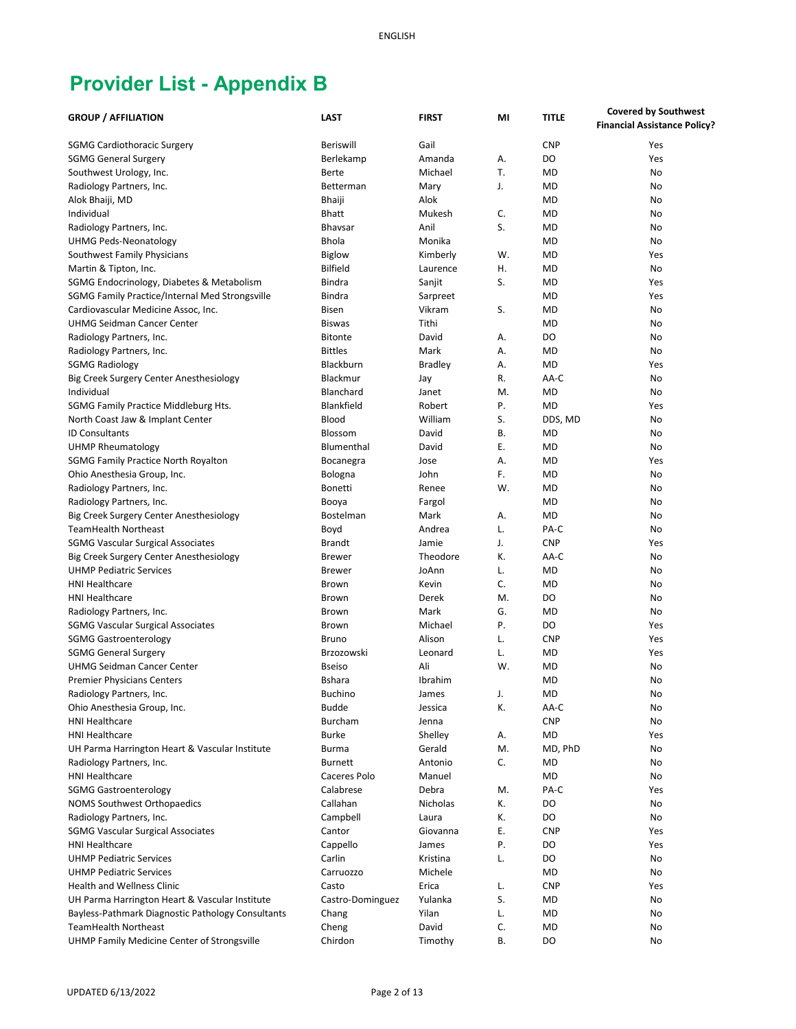ENGLISH

# Provider List - Appendix B

| GROUP / AFFILIATION | LAST | FIRST | MI | TITLE | Covered by Southwest Financial Assistance Policy? |
|---|---|---|---|---|---|
| SGMG Cardiothoracic Surgery | Beriswill | Gail | | CNP | Yes |
| SGMG General Surgery | Berlekamp | Amanda | A. | DO | Yes |
| Southwest Urology, Inc. | Berte | Michael | T. | MD | No |
| Radiology Partners, Inc. | Betterman | Mary | J. | MD | No |
| Alok Bhaiji, MD | Bhaiji | Alok | | MD | No |
| Individual | Bhatt | Mukesh | C. | MD | No |
| Radiology Partners, Inc. | Bhavsar | Anil | S. | MD | No |
| UHMG Peds-Neonatology | Bhola | Monika | | MD | No |
| Southwest Family Physicians | Biglow | Kimberly | W. | MD | Yes |
| Martin & Tipton, Inc. | Bilfield | Laurence | H. | MD | No |
| SGMG Endocrinology, Diabetes & Metabolism | Bindra | Sanjit | S. | MD | Yes |
| SGMG Family Practice/Internal Med Strongsville | Bindra | Sarpreet | | MD | Yes |
| Cardiovascular Medicine Assoc, Inc. | Bisen | Vikram | S. | MD | No |
| UHMG Seidman Cancer Center | Biswas | Tithi | | MD | No |
| Radiology Partners, Inc. | Bitonte | David | A. | DO | No |
| Radiology Partners, Inc. | Bittles | Mark | A. | MD | No |
| SGMG Radiology | Blackburn | Bradley | A. | MD | Yes |
| Big Creek Surgery Center Anesthesiology | Blackmur | Jay | R. | AA-C | No |
| Individual | Blanchard | Janet | M. | MD | No |
| SGMG Family Practice Middleburg Hts. | Blankfield | Robert | P. | MD | Yes |
| North Coast Jaw & Implant Center | Blood | William | S. | DDS, MD | No |
| ID Consultants | Blossom | David | B. | MD | No |
| UHMP Rheumatology | Blumenthal | David | E. | MD | No |
| SGMG Family Practice North Royalton | Bocanegra | Jose | A. | MD | Yes |
| Ohio Anesthesia Group, Inc. | Bologna | John | F. | MD | No |
| Radiology Partners, Inc. | Bonetti | Renee | W. | MD | No |
| Radiology Partners, Inc. | Booya | Fargol | | MD | No |
| Big Creek Surgery Center Anesthesiology | Bostelman | Mark | A. | MD | No |
| TeamHealth Northeast | Boyd | Andrea | L. | PA-C | No |
| SGMG Vascular Surgical Associates | Brandt | Jamie | J. | CNP | Yes |
| Big Creek Surgery Center Anesthesiology | Brewer | Theodore | K. | AA-C | No |
| UHMP Pediatric Services | Brewer | JoAnn | L. | MD | No |
| HNI Healthcare | Brown | Kevin | C. | MD | No |
| HNI Healthcare | Brown | Derek | M. | DO | No |
| Radiology Partners, Inc. | Brown | Mark | G. | MD | No |
| SGMG Vascular Surgical Associates | Brown | Michael | P. | DO | Yes |
| SGMG Gastroenterology | Bruno | Alison | L. | CNP | Yes |
| SGMG General Surgery | Brzozowski | Leonard | L. | MD | Yes |
| UHMG Seidman Cancer Center | Bseiso | Ali | W. | MD | No |
| Premier Physicians Centers | Bshara | Ibrahim | | MD | No |
| Radiology Partners, Inc. | Buchino | James | J. | MD | No |
| Ohio Anesthesia Group, Inc. | Budde | Jessica | K. | AA-C | No |
| HNI Healthcare | Burcham | Jenna | | CNP | No |
| HNI Healthcare | Burke | Shelley | A. | MD | Yes |
| UH Parma Harrington Heart & Vascular Institute | Burma | Gerald | M. | MD, PhD | No |
| Radiology Partners, Inc. | Burnett | Antonio | C. | MD | No |
| HNI Healthcare | Caceres Polo | Manuel | | MD | No |
| SGMG Gastroenterology | Calabrese | Debra | M. | PA-C | Yes |
| NOMS Southwest Orthopaedics | Callahan | Nicholas | K. | DO | No |
| Radiology Partners, Inc. | Campbell | Laura | K. | DO | No |
| SGMG Vascular Surgical Associates | Cantor | Giovanna | E. | CNP | Yes |
| HNI Healthcare | Cappello | James | P. | DO | Yes |
| UHMP Pediatric Services | Carlin | Kristina | L. | DO | No |
| UHMP Pediatric Services | Carruozzo | Michele | | MD | No |
| Health and Wellness Clinic | Casto | Erica | L. | CNP | Yes |
| UH Parma Harrington Heart & Vascular Institute | Castro-Dominguez | Yulanka | S. | MD | No |
| Bayless-Pathmark Diagnostic Pathology Consultants | Chang | Yilan | L. | MD | No |
| TeamHealth Northeast | Cheng | David | C. | MD | No |
| UHMP Family Medicine Center of Strongsville | Chirdon | Timothy | B. | DO | No |

UPDATED 6/13/2022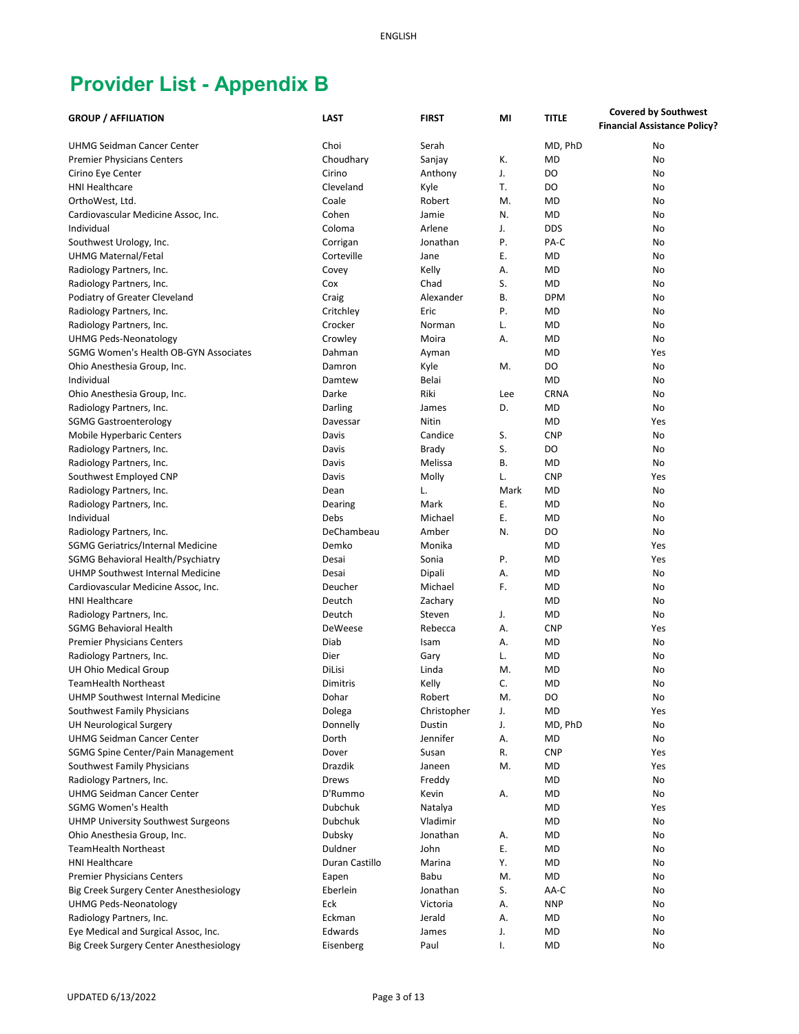# Provider List - Appendix B

| GROUP / AFFILIATION | LAST | FIRST | MI | TITLE | Covered by Southwest Financial Assistance Policy? |
|---|---|---|---|---|---|
| UHMG Seidman Cancer Center | Choi | Serah | | MD, PhD | No |
| Premier Physicians Centers | Choudhary | Sanjay | K. | MD | No |
| Cirino Eye Center | Cirino | Anthony | J. | DO | No |
| HNI Healthcare | Cleveland | Kyle | T. | DO | No |
| OrthoWest, Ltd. | Coale | Robert | M. | MD | No |
| Cardiovascular Medicine Assoc, Inc. | Cohen | Jamie | N. | MD | No |
| Individual | Coloma | Arlene | J. | DDS | No |
| Southwest Urology, Inc. | Corrigan | Jonathan | P. | PA-C | No |
| UHMG Maternal/Fetal | Corteville | Jane | E. | MD | No |
| Radiology Partners, Inc. | Covey | Kelly | A. | MD | No |
| Radiology Partners, Inc. | Cox | Chad | S. | MD | No |
| Podiatry of Greater Cleveland | Craig | Alexander | B. | DPM | No |
| Radiology Partners, Inc. | Critchley | Eric | P. | MD | No |
| Radiology Partners, Inc. | Crocker | Norman | L. | MD | No |
| UHMG Peds-Neonatology | Crowley | Moira | A. | MD | No |
| SGMG Women's Health OB-GYN Associates | Dahman | Ayman | | MD | Yes |
| Ohio Anesthesia Group, Inc. | Damron | Kyle | M. | DO | No |
| Individual | Damtew | Belai | | MD | No |
| Ohio Anesthesia Group, Inc. | Darke | Riki | Lee | CRNA | No |
| Radiology Partners, Inc. | Darling | James | D. | MD | No |
| SGMG Gastroenterology | Davessar | Nitin | | MD | Yes |
| Mobile Hyperbaric Centers | Davis | Candice | S. | CNP | No |
| Radiology Partners, Inc. | Davis | Brady | S. | DO | No |
| Radiology Partners, Inc. | Davis | Melissa | B. | MD | No |
| Southwest Employed CNP | Davis | Molly | L. | CNP | Yes |
| Radiology Partners, Inc. | Dean | L. | Mark | MD | No |
| Radiology Partners, Inc. | Dearing | Mark | E. | MD | No |
| Individual | Debs | Michael | E. | MD | No |
| Radiology Partners, Inc. | DeChambeau | Amber | N. | DO | No |
| SGMG Geriatrics/Internal Medicine | Demko | Monika | | MD | Yes |
| SGMG Behavioral Health/Psychiatry | Desai | Sonia | P. | MD | Yes |
| UHMP Southwest Internal Medicine | Desai | Dipali | A. | MD | No |
| Cardiovascular Medicine Assoc, Inc. | Deucher | Michael | F. | MD | No |
| HNI Healthcare | Deutch | Zachary | | MD | No |
| Radiology Partners, Inc. | Deutch | Steven | J. | MD | No |
| SGMG Behavioral Health | DeWeese | Rebecca | A. | CNP | Yes |
| Premier Physicians Centers | Diab | Isam | A. | MD | No |
| Radiology Partners, Inc. | Dier | Gary | L. | MD | No |
| UH Ohio Medical Group | DiLisi | Linda | M. | MD | No |
| TeamHealth Northeast | Dimitris | Kelly | C. | MD | No |
| UHMP Southwest Internal Medicine | Dohar | Robert | M. | DO | No |
| Southwest Family Physicians | Dolega | Christopher | J. | MD | Yes |
| UH Neurological Surgery | Donnelly | Dustin | J. | MD, PhD | No |
| UHMG Seidman Cancer Center | Dorth | Jennifer | A. | MD | No |
| SGMG Spine Center/Pain Management | Dover | Susan | R. | CNP | Yes |
| Southwest Family Physicians | Drazdik | Janeen | M. | MD | Yes |
| Radiology Partners, Inc. | Drews | Freddy | | MD | No |
| UHMG Seidman Cancer Center | D'Rummo | Kevin | A. | MD | No |
| SGMG Women's Health | Dubchuk | Natalya | | MD | Yes |
| UHMP University Southwest Surgeons | Dubchuk | Vladimir | | MD | No |
| Ohio Anesthesia Group, Inc. | Dubsky | Jonathan | A. | MD | No |
| TeamHealth Northeast | Duldner | John | E. | MD | No |
| HNI Healthcare | Duran Castillo | Marina | Y. | MD | No |
| Premier Physicians Centers | Eapen | Babu | M. | MD | No |
| Big Creek Surgery Center Anesthesiology | Eberlein | Jonathan | S. | AA-C | No |
| UHMG Peds-Neonatology | Eck | Victoria | A. | NNP | No |
| Radiology Partners, Inc. | Eckman | Jerald | A. | MD | No |
| Eye Medical and Surgical Assoc, Inc. | Edwards | James | J. | MD | No |
| Big Creek Surgery Center Anesthesiology | Eisenberg | Paul | I. | MD | No |

UPDATED 6/13/2022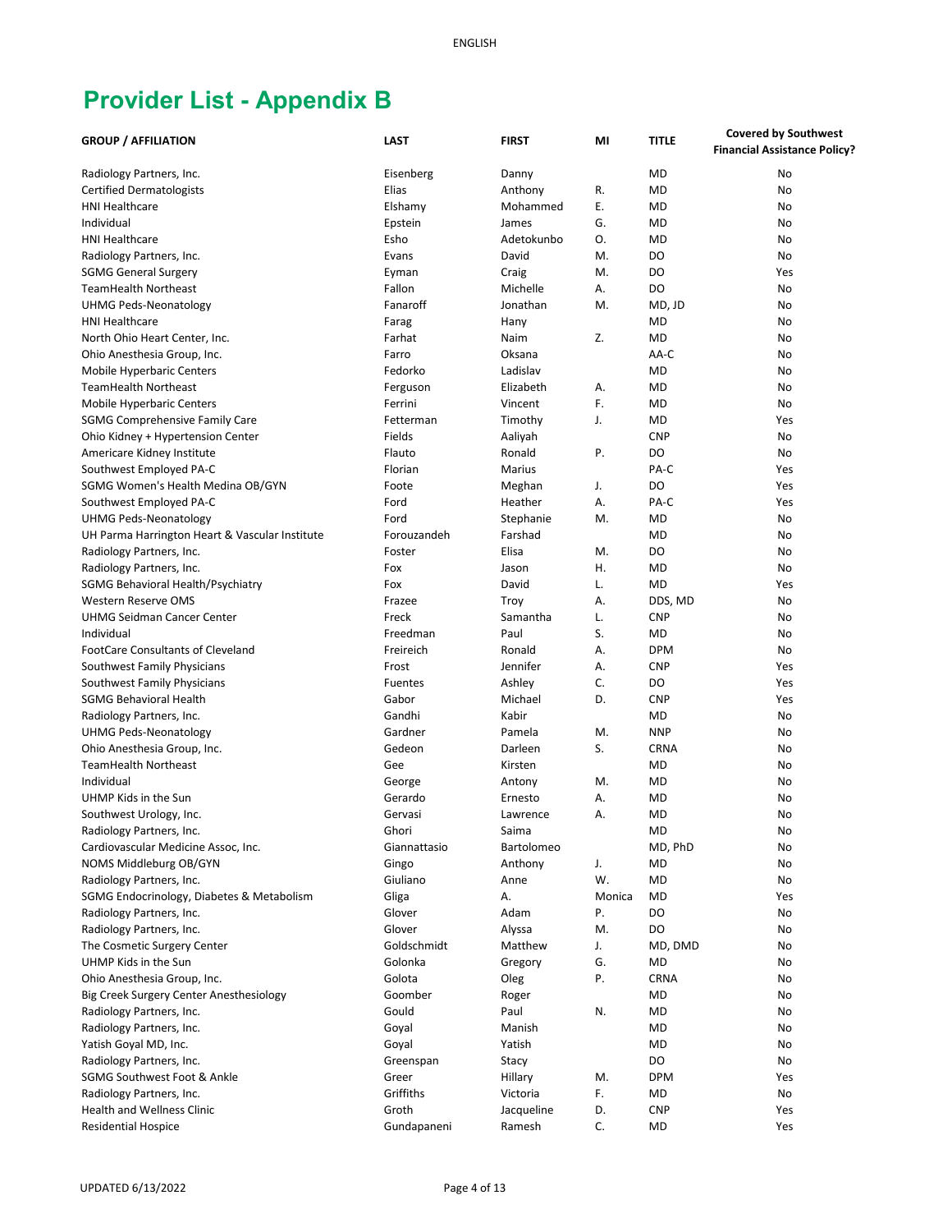# Provider List - Appendix B

| GROUP / AFFILIATION | LAST | FIRST | MI | TITLE | Covered by Southwest Financial Assistance Policy? |
|---|---|---|---|---|---|
| Radiology Partners, Inc. | Eisenberg | Danny | | MD | No |
| Certified Dermatologists | Elias | Anthony | R. | MD | No |
| HNI Healthcare | Elshamy | Mohammed | E. | MD | No |
| Individual | Epstein | James | G. | MD | No |
| HNI Healthcare | Esho | Adetokunbo | O. | MD | No |
| Radiology Partners, Inc. | Evans | David | M. | DO | No |
| SGMG General Surgery | Eyman | Craig | M. | DO | Yes |
| TeamHealth Northeast | Fallon | Michelle | A. | DO | No |
| UHMG Peds-Neonatology | Fanaroff | Jonathan | M. | MD, JD | No |
| HNI Healthcare | Farag | Hany | | MD | No |
| North Ohio Heart Center, Inc. | Farhat | Naim | Z. | MD | No |
| Ohio Anesthesia Group, Inc. | Farro | Oksana | | AA-C | No |
| Mobile Hyperbaric Centers | Fedorko | Ladislav | | MD | No |
| TeamHealth Northeast | Ferguson | Elizabeth | A. | MD | No |
| Mobile Hyperbaric Centers | Ferrini | Vincent | F. | MD | No |
| SGMG Comprehensive Family Care | Fetterman | Timothy | J. | MD | Yes |
| Ohio Kidney + Hypertension Center | Fields | Aaliyah | | CNP | No |
| Americare Kidney Institute | Flauto | Ronald | P. | DO | No |
| Southwest Employed PA-C | Florian | Marius | | PA-C | Yes |
| SGMG Women's Health Medina OB/GYN | Foote | Meghan | J. | DO | Yes |
| Southwest Employed PA-C | Ford | Heather | A. | PA-C | Yes |
| UHMG Peds-Neonatology | Ford | Stephanie | M. | MD | No |
| UH Parma Harrington Heart & Vascular Institute | Forouzandeh | Farshad | | MD | No |
| Radiology Partners, Inc. | Foster | Elisa | M. | DO | No |
| Radiology Partners, Inc. | Fox | Jason | H. | MD | No |
| SGMG Behavioral Health/Psychiatry | Fox | David | L. | MD | Yes |
| Western Reserve OMS | Frazee | Troy | A. | DDS, MD | No |
| UHMG Seidman Cancer Center | Freck | Samantha | L. | CNP | No |
| Individual | Freedman | Paul | S. | MD | No |
| FootCare Consultants of Cleveland | Freireich | Ronald | A. | DPM | No |
| Southwest Family Physicians | Frost | Jennifer | A. | CNP | Yes |
| Southwest Family Physicians | Fuentes | Ashley | C. | DO | Yes |
| SGMG Behavioral Health | Gabor | Michael | D. | CNP | Yes |
| Radiology Partners, Inc. | Gandhi | Kabir | | MD | No |
| UHMG Peds-Neonatology | Gardner | Pamela | M. | NNP | No |
| Ohio Anesthesia Group, Inc. | Gedeon | Darleen | S. | CRNA | No |
| TeamHealth Northeast | Gee | Kirsten | | MD | No |
| Individual | George | Antony | M. | MD | No |
| UHMP Kids in the Sun | Gerardo | Ernesto | A. | MD | No |
| Southwest Urology, Inc. | Gervasi | Lawrence | A. | MD | No |
| Radiology Partners, Inc. | Ghori | Saima | | MD | No |
| Cardiovascular Medicine Assoc, Inc. | Giannattasio | Bartolomeo | | MD, PhD | No |
| NOMS Middleburg OB/GYN | Gingo | Anthony | J. | MD | No |
| Radiology Partners, Inc. | Giuliano | Anne | W. | MD | No |
| SGMG Endocrinology, Diabetes & Metabolism | Gliga | A. | Monica | MD | Yes |
| Radiology Partners, Inc. | Glover | Adam | P. | DO | No |
| Radiology Partners, Inc. | Glover | Alyssa | M. | DO | No |
| The Cosmetic Surgery Center | Goldschmidt | Matthew | J. | MD, DMD | No |
| UHMP Kids in the Sun | Golonka | Gregory | G. | MD | No |
| Ohio Anesthesia Group, Inc. | Golota | Oleg | P. | CRNA | No |
| Big Creek Surgery Center Anesthesiology | Goomber | Roger | | MD | No |
| Radiology Partners, Inc. | Gould | Paul | N. | MD | No |
| Radiology Partners, Inc. | Goyal | Manish | | MD | No |
| Yatish Goyal MD, Inc. | Goyal | Yatish | | MD | No |
| Radiology Partners, Inc. | Greenspan | Stacy | | DO | No |
| SGMG Southwest Foot & Ankle | Greer | Hillary | M. | DPM | Yes |
| Radiology Partners, Inc. | Griffiths | Victoria | F. | MD | No |
| Health and Wellness Clinic | Groth | Jacqueline | D. | CNP | Yes |
| Residential Hospice | Gundapaneni | Ramesh | C. | MD | Yes |

UPDATED 6/13/2022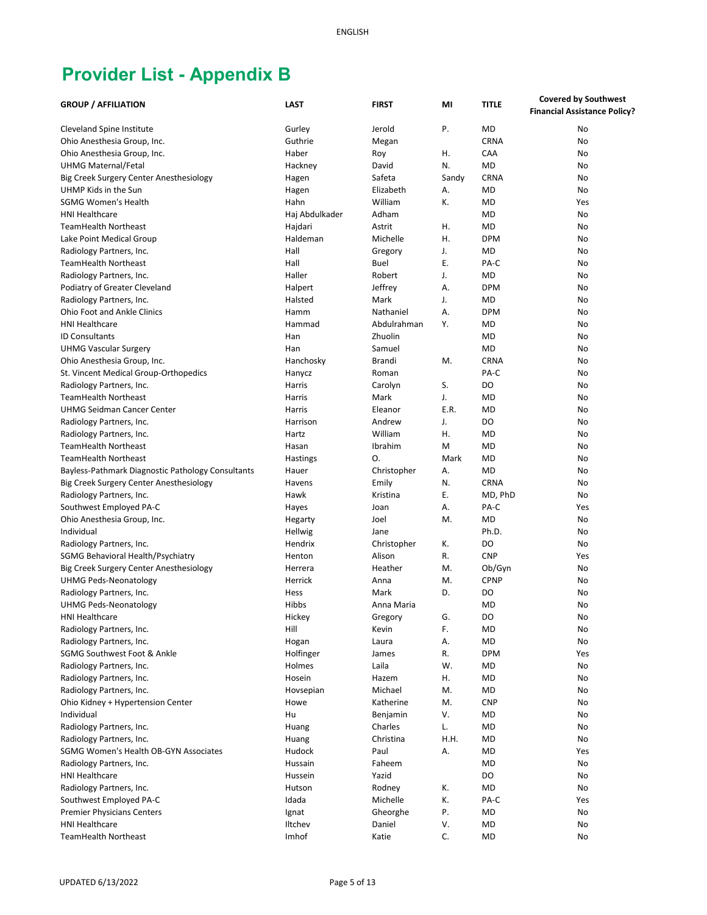# Provider List - Appendix B

| GROUP / AFFILIATION | LAST | FIRST | MI | TITLE | Covered by Southwest Financial Assistance Policy? |
|---|---|---|---|---|---|
| Cleveland Spine Institute | Gurley | Jerold | P. | MD | No |
| Ohio Anesthesia Group, Inc. | Guthrie | Megan | | CRNA | No |
| Ohio Anesthesia Group, Inc. | Haber | Roy | H. | CAA | No |
| UHMG Maternal/Fetal | Hackney | David | N. | MD | No |
| Big Creek Surgery Center Anesthesiology | Hagen | Safeta | Sandy | CRNA | No |
| UHMP Kids in the Sun | Hagen | Elizabeth | A. | MD | No |
| SGMG Women's Health | Hahn | William | K. | MD | Yes |
| HNI Healthcare | Haj Abdulkader | Adham | | MD | No |
| TeamHealth Northeast | Hajdari | Astrit | H. | MD | No |
| Lake Point Medical Group | Haldeman | Michelle | H. | DPM | No |
| Radiology Partners, Inc. | Hall | Gregory | J. | MD | No |
| TeamHealth Northeast | Hall | Buel | E. | PA-C | No |
| Radiology Partners, Inc. | Haller | Robert | J. | MD | No |
| Podiatry of Greater Cleveland | Halpert | Jeffrey | A. | DPM | No |
| Radiology Partners, Inc. | Halsted | Mark | J. | MD | No |
| Ohio Foot and Ankle Clinics | Hamm | Nathaniel | A. | DPM | No |
| HNI Healthcare | Hammad | Abdulrahman | Y. | MD | No |
| ID Consultants | Han | Zhuolin | | MD | No |
| UHMG Vascular Surgery | Han | Samuel | | MD | No |
| Ohio Anesthesia Group, Inc. | Hanchosky | Brandi | M. | CRNA | No |
| St. Vincent Medical Group-Orthopedics | Hanycz | Roman | | PA-C | No |
| Radiology Partners, Inc. | Harris | Carolyn | S. | DO | No |
| TeamHealth Northeast | Harris | Mark | J. | MD | No |
| UHMG Seidman Cancer Center | Harris | Eleanor | E.R. | MD | No |
| Radiology Partners, Inc. | Harrison | Andrew | J. | DO | No |
| Radiology Partners, Inc. | Hartz | William | H. | MD | No |
| TeamHealth Northeast | Hasan | Ibrahim | M | MD | No |
| TeamHealth Northeast | Hastings | O. | Mark | MD | No |
| Bayless-Pathmark Diagnostic Pathology Consultants | Hauer | Christopher | A. | MD | No |
| Big Creek Surgery Center Anesthesiology | Havens | Emily | N. | CRNA | No |
| Radiology Partners, Inc. | Hawk | Kristina | E. | MD, PhD | No |
| Southwest Employed PA-C | Hayes | Joan | A. | PA-C | Yes |
| Ohio Anesthesia Group, Inc. | Hegarty | Joel | M. | MD | No |
| Individual | Hellwig | Jane | | Ph.D. | No |
| Radiology Partners, Inc. | Hendrix | Christopher | K. | DO | No |
| SGMG Behavioral Health/Psychiatry | Henton | Alison | R. | CNP | Yes |
| Big Creek Surgery Center Anesthesiology | Herrera | Heather | M. | Ob/Gyn | No |
| UHMG Peds-Neonatology | Herrick | Anna | M. | CPNP | No |
| Radiology Partners, Inc. | Hess | Mark | D. | DO | No |
| UHMG Peds-Neonatology | Hibbs | Anna Maria | | MD | No |
| HNI Healthcare | Hickey | Gregory | G. | DO | No |
| Radiology Partners, Inc. | Hill | Kevin | F. | MD | No |
| Radiology Partners, Inc. | Hogan | Laura | A. | MD | No |
| SGMG Southwest Foot & Ankle | Holfinger | James | R. | DPM | Yes |
| Radiology Partners, Inc. | Holmes | Laila | W. | MD | No |
| Radiology Partners, Inc. | Hosein | Hazem | H. | MD | No |
| Radiology Partners, Inc. | Hovsepian | Michael | M. | MD | No |
| Ohio Kidney + Hypertension Center | Howe | Katherine | M. | CNP | No |
| Individual | Hu | Benjamin | V. | MD | No |
| Radiology Partners, Inc. | Huang | Charles | L. | MD | No |
| Radiology Partners, Inc. | Huang | Christina | H.H. | MD | No |
| SGMG Women's Health OB-GYN Associates | Hudock | Paul | A. | MD | Yes |
| Radiology Partners, Inc. | Hussain | Faheem | | MD | No |
| HNI Healthcare | Hussein | Yazid | | DO | No |
| Radiology Partners, Inc. | Hutson | Rodney | K. | MD | No |
| Southwest Employed PA-C | Idada | Michelle | K. | PA-C | Yes |
| Premier Physicians Centers | Ignat | Gheorghe | P. | MD | No |
| HNI Healthcare | Iltchev | Daniel | V. | MD | No |
| TeamHealth Northeast | Imhof | Katie | C. | MD | No |

UPDATED 6/13/2022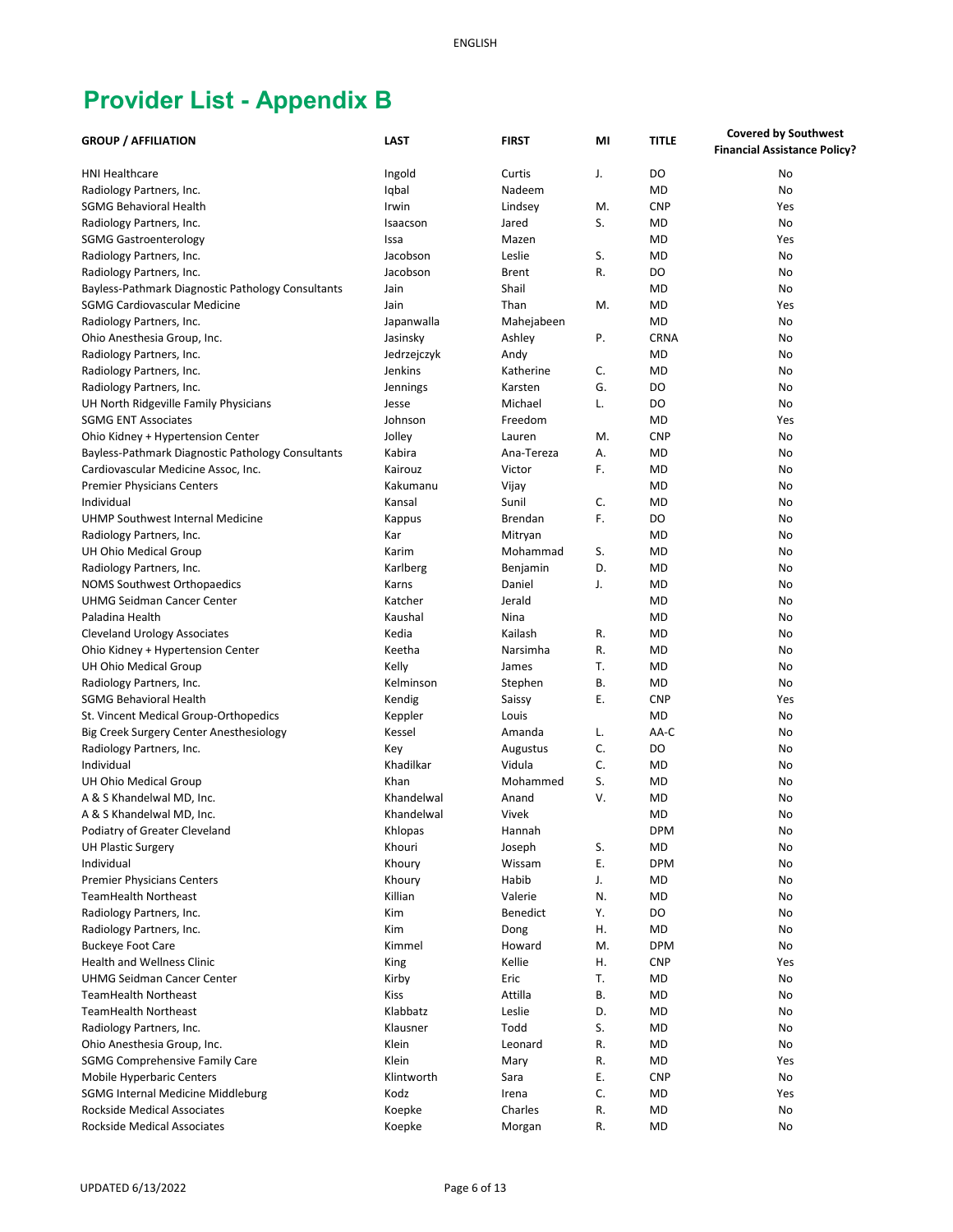# Provider List - Appendix B

| GROUP / AFFILIATION | LAST | FIRST | MI | TITLE | Covered by Southwest Financial Assistance Policy? |
|---|---|---|---|---|---|
| HNI Healthcare | Ingold | Curtis | J. | DO | No |
| Radiology Partners, Inc. | Iqbal | Nadeem | | MD | No |
| SGMG Behavioral Health | Irwin | Lindsey | M. | CNP | Yes |
| Radiology Partners, Inc. | Isaacson | Jared | S. | MD | No |
| SGMG Gastroenterology | Issa | Mazen | | MD | Yes |
| Radiology Partners, Inc. | Jacobson | Leslie | S. | MD | No |
| Radiology Partners, Inc. | Jacobson | Brent | R. | DO | No |
| Bayless-Pathmark Diagnostic Pathology Consultants | Jain | Shail | | MD | No |
| SGMG Cardiovascular Medicine | Jain | Than | M. | MD | Yes |
| Radiology Partners, Inc. | Japanwalla | Mahejabeen | | MD | No |
| Ohio Anesthesia Group, Inc. | Jasinsky | Ashley | P. | CRNA | No |
| Radiology Partners, Inc. | Jedrzejczyk | Andy | | MD | No |
| Radiology Partners, Inc. | Jenkins | Katherine | C. | MD | No |
| Radiology Partners, Inc. | Jennings | Karsten | G. | DO | No |
| UH North Ridgeville Family Physicians | Jesse | Michael | L. | DO | No |
| SGMG ENT Associates | Johnson | Freedom | | MD | Yes |
| Ohio Kidney + Hypertension Center | Jolley | Lauren | M. | CNP | No |
| Bayless-Pathmark Diagnostic Pathology Consultants | Kabira | Ana-Tereza | A. | MD | No |
| Cardiovascular Medicine Assoc, Inc. | Kairouz | Victor | F. | MD | No |
| Premier Physicians Centers | Kakumanu | Vijay | | MD | No |
| Individual | Kansal | Sunil | C. | MD | No |
| UHMP Southwest Internal Medicine | Kappus | Brendan | F. | DO | No |
| Radiology Partners, Inc. | Kar | Mitryan | | MD | No |
| UH Ohio Medical Group | Karim | Mohammad | S. | MD | No |
| Radiology Partners, Inc. | Karlberg | Benjamin | D. | MD | No |
| NOMS Southwest Orthopaedics | Karns | Daniel | J. | MD | No |
| UHMG Seidman Cancer Center | Katcher | Jerald | | MD | No |
| Paladina Health | Kaushal | Nina | | MD | No |
| Cleveland Urology Associates | Kedia | Kailash | R. | MD | No |
| Ohio Kidney + Hypertension Center | Keetha | Narsimha | R. | MD | No |
| UH Ohio Medical Group | Kelly | James | T. | MD | No |
| Radiology Partners, Inc. | Kelminson | Stephen | B. | MD | No |
| SGMG Behavioral Health | Kendig | Saissy | E. | CNP | Yes |
| St. Vincent Medical Group-Orthopedics | Keppler | Louis | | MD | No |
| Big Creek Surgery Center Anesthesiology | Kessel | Amanda | L. | AA-C | No |
| Radiology Partners, Inc. | Key | Augustus | C. | DO | No |
| Individual | Khadilkar | Vidula | C. | MD | No |
| UH Ohio Medical Group | Khan | Mohammed | S. | MD | No |
| A & S Khandelwal MD, Inc. | Khandelwal | Anand | V. | MD | No |
| A & S Khandelwal MD, Inc. | Khandelwal | Vivek | | MD | No |
| Podiatry of Greater Cleveland | Khlopas | Hannah | | DPM | No |
| UH Plastic Surgery | Khouri | Joseph | S. | MD | No |
| Individual | Khoury | Wissam | E. | DPM | No |
| Premier Physicians Centers | Khoury | Habib | J. | MD | No |
| TeamHealth Northeast | Killian | Valerie | N. | MD | No |
| Radiology Partners, Inc. | Kim | Benedict | Y. | DO | No |
| Radiology Partners, Inc. | Kim | Dong | H. | MD | No |
| Buckeye Foot Care | Kimmel | Howard | M. | DPM | No |
| Health and Wellness Clinic | King | Kellie | H. | CNP | Yes |
| UHMG Seidman Cancer Center | Kirby | Eric | T. | MD | No |
| TeamHealth Northeast | Kiss | Attilla | B. | MD | No |
| TeamHealth Northeast | Klabbatz | Leslie | D. | MD | No |
| Radiology Partners, Inc. | Klausner | Todd | S. | MD | No |
| Ohio Anesthesia Group, Inc. | Klein | Leonard | R. | MD | No |
| SGMG Comprehensive Family Care | Klein | Mary | R. | MD | Yes |
| Mobile Hyperbaric Centers | Klintworth | Sara | E. | CNP | No |
| SGMG Internal Medicine Middleburg | Kodz | Irena | C. | MD | Yes |
| Rockside Medical Associates | Koepke | Charles | R. | MD | No |
| Rockside Medical Associates | Koepke | Morgan | R. | MD | No |

UPDATED 6/13/2022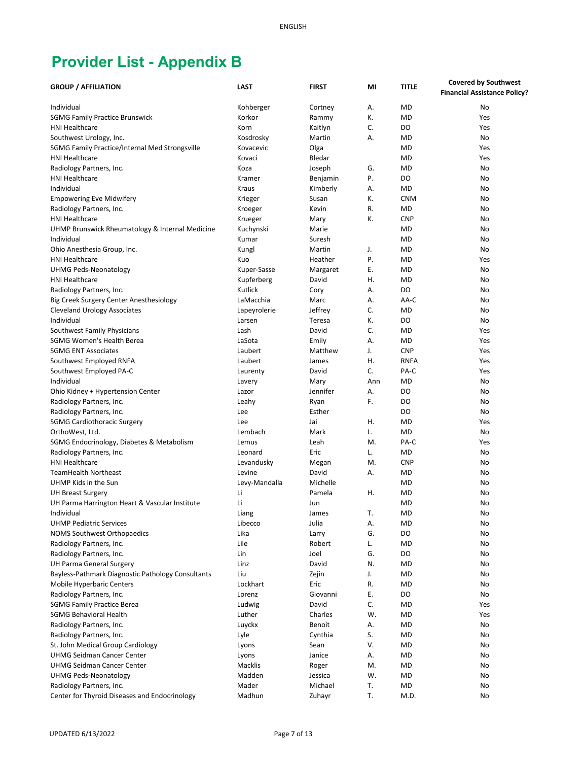# Provider List - Appendix B

| GROUP / AFFILIATION | LAST | FIRST | MI | TITLE | Covered by Southwest Financial Assistance Policy? |
|---|---|---|---|---|---|
| Individual | Kohberger | Cortney | A. | MD | No |
| SGMG Family Practice Brunswick | Korkor | Rammy | K. | MD | Yes |
| HNI Healthcare | Korn | Kaitlyn | C. | DO | Yes |
| Southwest Urology, Inc. | Kosdrosky | Martin | A. | MD | No |
| SGMG Family Practice/Internal Med Strongsville | Kovacevic | Olga | | MD | Yes |
| HNI Healthcare | Kovaci | Bledar | | MD | Yes |
| Radiology Partners, Inc. | Koza | Joseph | G. | MD | No |
| HNI Healthcare | Kramer | Benjamin | P. | DO | No |
| Individual | Kraus | Kimberly | A. | MD | No |
| Empowering Eve Midwifery | Krieger | Susan | K. | CNM | No |
| Radiology Partners, Inc. | Kroeger | Kevin | R. | MD | No |
| HNI Healthcare | Krueger | Mary | K. | CNP | No |
| UHMP Brunswick Rheumatology & Internal Medicine | Kuchynski | Marie | | MD | No |
| Individual | Kumar | Suresh | | MD | No |
| Ohio Anesthesia Group, Inc. | Kungl | Martin | J. | MD | No |
| HNI Healthcare | Kuo | Heather | P. | MD | Yes |
| UHMG Peds-Neonatology | Kuper-Sasse | Margaret | E. | MD | No |
| HNI Healthcare | Kupferberg | David | H. | MD | No |
| Radiology Partners, Inc. | Kutlick | Cory | A. | DO | No |
| Big Creek Surgery Center Anesthesiology | LaMacchia | Marc | A. | AA-C | No |
| Cleveland Urology Associates | Lapeyrolerie | Jeffrey | C. | MD | No |
| Individual | Larsen | Teresa | K. | DO | No |
| Southwest Family Physicians | Lash | David | C. | MD | Yes |
| SGMG Women's Health Berea | LaSota | Emily | A. | MD | Yes |
| SGMG ENT Associates | Laubert | Matthew | J. | CNP | Yes |
| Southwest Employed RNFA | Laubert | James | H. | RNFA | Yes |
| Southwest Employed PA-C | Laurenty | David | C. | PA-C | Yes |
| Individual | Lavery | Mary | Ann | MD | No |
| Ohio Kidney + Hypertension Center | Lazor | Jennifer | A. | DO | No |
| Radiology Partners, Inc. | Leahy | Ryan | F. | DO | No |
| Radiology Partners, Inc. | Lee | Esther | | DO | No |
| SGMG Cardiothoracic Surgery | Lee | Jai | H. | MD | Yes |
| OrthoWest, Ltd. | Lembach | Mark | L. | MD | No |
| SGMG Endocrinology, Diabetes & Metabolism | Lemus | Leah | M. | PA-C | Yes |
| Radiology Partners, Inc. | Leonard | Eric | L. | MD | No |
| HNI Healthcare | Levandusky | Megan | M. | CNP | No |
| TeamHealth Northeast | Levine | David | A. | MD | No |
| UHMP Kids in the Sun | Levy-Mandalla | Michelle | | MD | No |
| UH Breast Surgery | Li | Pamela | H. | MD | No |
| UH Parma Harrington Heart & Vascular Institute | Li | Jun | | MD | No |
| Individual | Liang | James | T. | MD | No |
| UHMP Pediatric Services | Libecco | Julia | A. | MD | No |
| NOMS Southwest Orthopaedics | Lika | Larry | G. | DO | No |
| Radiology Partners, Inc. | Lile | Robert | L. | MD | No |
| Radiology Partners, Inc. | Lin | Joel | G. | DO | No |
| UH Parma General Surgery | Linz | David | N. | MD | No |
| Bayless-Pathmark Diagnostic Pathology Consultants | Liu | Zejin | J. | MD | No |
| Mobile Hyperbaric Centers | Lockhart | Eric | R. | MD | No |
| Radiology Partners, Inc. | Lorenz | Giovanni | E. | DO | No |
| SGMG Family Practice Berea | Ludwig | David | C. | MD | Yes |
| SGMG Behavioral Health | Luther | Charles | W. | MD | Yes |
| Radiology Partners, Inc. | Luyckx | Benoit | A. | MD | No |
| Radiology Partners, Inc. | Lyle | Cynthia | S. | MD | No |
| St. John Medical Group Cardiology | Lyons | Sean | V. | MD | No |
| UHMG Seidman Cancer Center | Lyons | Janice | A. | MD | No |
| UHMG Seidman Cancer Center | Macklis | Roger | M. | MD | No |
| UHMG Peds-Neonatology | Madden | Jessica | W. | MD | No |
| Radiology Partners, Inc. | Mader | Michael | T. | MD | No |
| Center for Thyroid Diseases and Endocrinology | Madhun | Zuhayr | T. | M.D. | No |

UPDATED 6/13/2022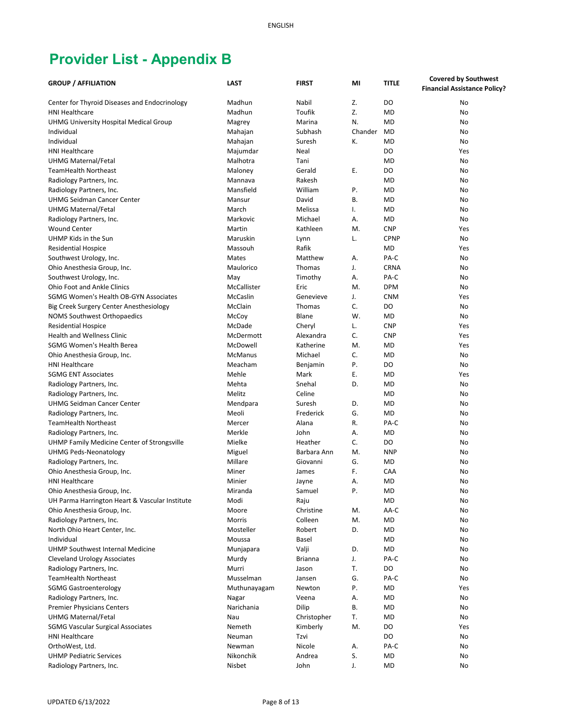# Provider List - Appendix B

| GROUP / AFFILIATION | LAST | FIRST | MI | TITLE | Covered by Southwest Financial Assistance Policy? |
|---|---|---|---|---|---|
| Center for Thyroid Diseases and Endocrinology | Madhun | Nabil | Z. | DO | No |
| HNI Healthcare | Madhun | Toufik | Z. | MD | No |
| UHMG University Hospital Medical Group | Magrey | Marina | N. | MD | No |
| Individual | Mahajan | Subhash | Chander | MD | No |
| Individual | Mahajan | Suresh | K. | MD | No |
| HNI Healthcare | Majumdar | Neal | | DO | Yes |
| UHMG Maternal/Fetal | Malhotra | Tani | | MD | No |
| TeamHealth Northeast | Maloney | Gerald | E. | DO | No |
| Radiology Partners, Inc. | Mannava | Rakesh | | MD | No |
| Radiology Partners, Inc. | Mansfield | William | P. | MD | No |
| UHMG Seidman Cancer Center | Mansur | David | B. | MD | No |
| UHMG Maternal/Fetal | March | Melissa | I. | MD | No |
| Radiology Partners, Inc. | Markovic | Michael | A. | MD | No |
| Wound Center | Martin | Kathleen | M. | CNP | Yes |
| UHMP Kids in the Sun | Maruskin | Lynn | L. | CPNP | No |
| Residential Hospice | Massouh | Rafik | | MD | Yes |
| Southwest Urology, Inc. | Mates | Matthew | A. | PA-C | No |
| Ohio Anesthesia Group, Inc. | Maulorico | Thomas | J. | CRNA | No |
| Southwest Urology, Inc. | May | Timothy | A. | PA-C | No |
| Ohio Foot and Ankle Clinics | McCallister | Eric | M. | DPM | No |
| SGMG Women's Health OB-GYN Associates | McCaslin | Genevieve | J. | CNM | Yes |
| Big Creek Surgery Center Anesthesiology | McClain | Thomas | C. | DO | No |
| NOMS Southwest Orthopaedics | McCoy | Blane | W. | MD | No |
| Residential Hospice | McDade | Cheryl | L. | CNP | Yes |
| Health and Wellness Clinic | McDermott | Alexandra | C. | CNP | Yes |
| SGMG Women's Health Berea | McDowell | Katherine | M. | MD | Yes |
| Ohio Anesthesia Group, Inc. | McManus | Michael | C. | MD | No |
| HNI Healthcare | Meacham | Benjamin | P. | DO | No |
| SGMG ENT Associates | Mehle | Mark | E. | MD | Yes |
| Radiology Partners, Inc. | Mehta | Snehal | D. | MD | No |
| Radiology Partners, Inc. | Melitz | Celine | | MD | No |
| UHMG Seidman Cancer Center | Mendpara | Suresh | D. | MD | No |
| Radiology Partners, Inc. | Meoli | Frederick | G. | MD | No |
| TeamHealth Northeast | Mercer | Alana | R. | PA-C | No |
| Radiology Partners, Inc. | Merkle | John | A. | MD | No |
| UHMP Family Medicine Center of Strongsville | Mielke | Heather | C. | DO | No |
| UHMG Peds-Neonatology | Miguel | Barbara Ann | M. | NNP | No |
| Radiology Partners, Inc. | Millare | Giovanni | G. | MD | No |
| Ohio Anesthesia Group, Inc. | Miner | James | F. | CAA | No |
| HNI Healthcare | Minier | Jayne | A. | MD | No |
| Ohio Anesthesia Group, Inc. | Miranda | Samuel | P. | MD | No |
| UH Parma Harrington Heart & Vascular Institute | Modi | Raju | | MD | No |
| Ohio Anesthesia Group, Inc. | Moore | Christine | M. | AA-C | No |
| Radiology Partners, Inc. | Morris | Colleen | M. | MD | No |
| North Ohio Heart Center, Inc. | Mosteller | Robert | D. | MD | No |
| Individual | Moussa | Basel | | MD | No |
| UHMP Southwest Internal Medicine | Munjapara | Valji | D. | MD | No |
| Cleveland Urology Associates | Murdy | Brianna | J. | PA-C | No |
| Radiology Partners, Inc. | Murri | Jason | T. | DO | No |
| TeamHealth Northeast | Musselman | Jansen | G. | PA-C | No |
| SGMG Gastroenterology | Muthunayagam | Newton | P. | MD | Yes |
| Radiology Partners, Inc. | Nagar | Veena | A. | MD | No |
| Premier Physicians Centers | Narichania | Dilip | B. | MD | No |
| UHMG Maternal/Fetal | Nau | Christopher | T. | MD | No |
| SGMG Vascular Surgical Associates | Nemeth | Kimberly | M. | DO | Yes |
| HNI Healthcare | Neuman | Tzvi | | DO | No |
| OrthoWest, Ltd. | Newman | Nicole | A. | PA-C | No |
| UHMP Pediatric Services | Nikonchik | Andrea | S. | MD | No |
| Radiology Partners, Inc. | Nisbet | John | J. | MD | No |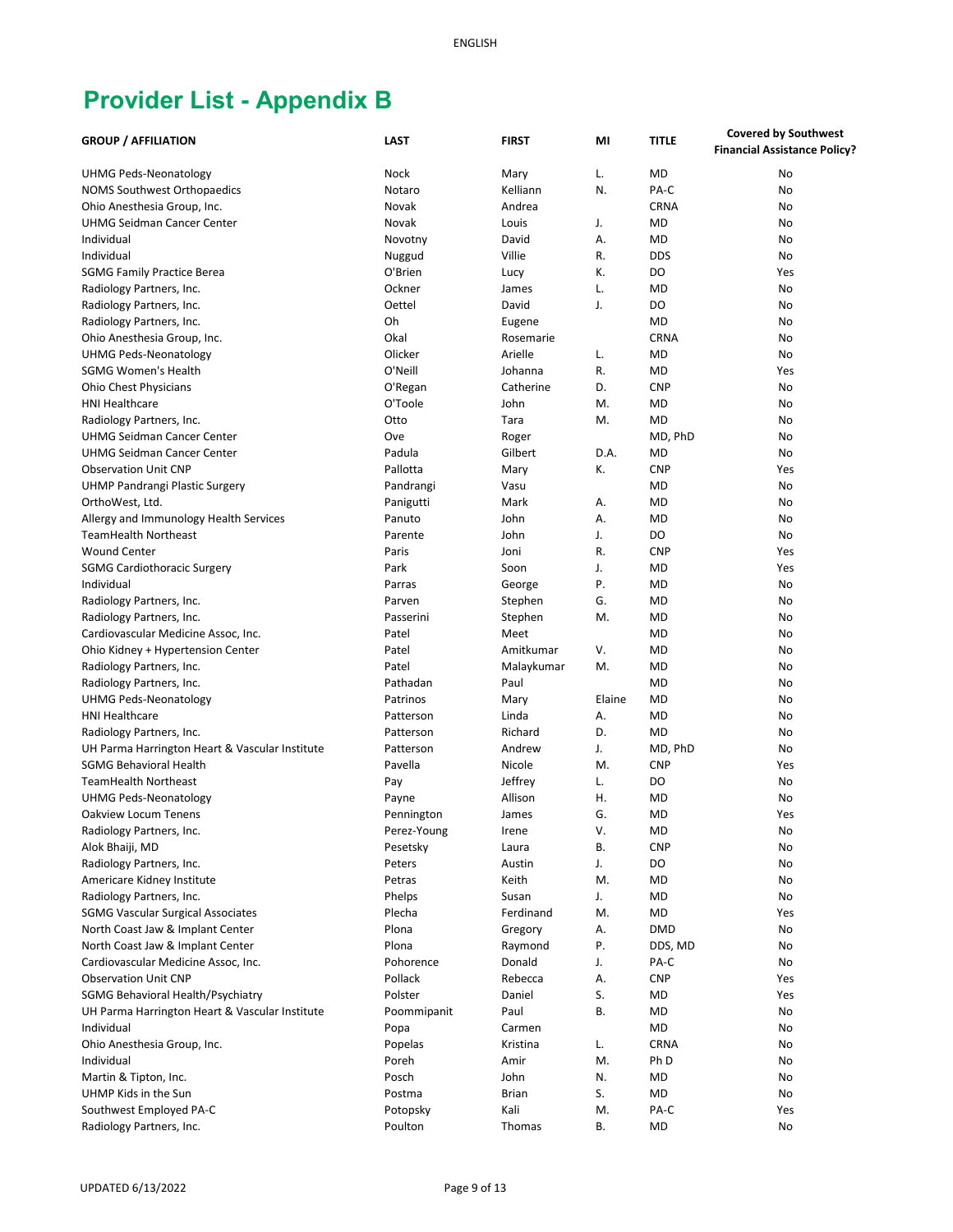# Provider List - Appendix B

| GROUP / AFFILIATION | LAST | FIRST | MI | TITLE | Covered by Southwest Financial Assistance Policy? |
|---|---|---|---|---|---|
| UHMG Peds-Neonatology | Nock | Mary | L. | MD | No |
| NOMS Southwest Orthopaedics | Notaro | Kelliann | N. | PA-C | No |
| Ohio Anesthesia Group, Inc. | Novak | Andrea | | CRNA | No |
| UHMG Seidman Cancer Center | Novak | Louis | J. | MD | No |
| Individual | Novotny | David | A. | MD | No |
| Individual | Nuggud | Villie | R. | DDS | No |
| SGMG Family Practice Berea | O'Brien | Lucy | K. | DO | Yes |
| Radiology Partners, Inc. | Ockner | James | L. | MD | No |
| Radiology Partners, Inc. | Oettel | David | J. | DO | No |
| Radiology Partners, Inc. | Oh | Eugene | | MD | No |
| Ohio Anesthesia Group, Inc. | Okal | Rosemarie | | CRNA | No |
| UHMG Peds-Neonatology | Olicker | Arielle | L. | MD | No |
| SGMG Women's Health | O'Neill | Johanna | R. | MD | Yes |
| Ohio Chest Physicians | O'Regan | Catherine | D. | CNP | No |
| HNI Healthcare | O'Toole | John | M. | MD | No |
| Radiology Partners, Inc. | Otto | Tara | M. | MD | No |
| UHMG Seidman Cancer Center | Ove | Roger | | MD, PhD | No |
| UHMG Seidman Cancer Center | Padula | Gilbert | D.A. | MD | No |
| Observation Unit CNP | Pallotta | Mary | K. | CNP | Yes |
| UHMP Pandrangi Plastic Surgery | Pandrangi | Vasu | | MD | No |
| OrthoWest, Ltd. | Panigutti | Mark | A. | MD | No |
| Allergy and Immunology Health Services | Panuto | John | A. | MD | No |
| TeamHealth Northeast | Parente | John | J. | DO | No |
| Wound Center | Paris | Joni | R. | CNP | Yes |
| SGMG Cardiothoracic Surgery | Park | Soon | J. | MD | Yes |
| Individual | Parras | George | P. | MD | No |
| Radiology Partners, Inc. | Parven | Stephen | G. | MD | No |
| Radiology Partners, Inc. | Passerini | Stephen | M. | MD | No |
| Cardiovascular Medicine Assoc, Inc. | Patel | Meet | | MD | No |
| Ohio Kidney + Hypertension Center | Patel | Amitkumar | V. | MD | No |
| Radiology Partners, Inc. | Patel | Malaykumar | M. | MD | No |
| Radiology Partners, Inc. | Pathadan | Paul | | MD | No |
| UHMG Peds-Neonatology | Patrinos | Mary | Elaine | MD | No |
| HNI Healthcare | Patterson | Linda | A. | MD | No |
| Radiology Partners, Inc. | Patterson | Richard | D. | MD | No |
| UH Parma Harrington Heart & Vascular Institute | Patterson | Andrew | J. | MD, PhD | No |
| SGMG Behavioral Health | Pavella | Nicole | M. | CNP | Yes |
| TeamHealth Northeast | Pay | Jeffrey | L. | DO | No |
| UHMG Peds-Neonatology | Payne | Allison | H. | MD | No |
| Oakview Locum Tenens | Pennington | James | G. | MD | Yes |
| Radiology Partners, Inc. | Perez-Young | Irene | V. | MD | No |
| Alok Bhaiji, MD | Pesetsky | Laura | B. | CNP | No |
| Radiology Partners, Inc. | Peters | Austin | J. | DO | No |
| Americare Kidney Institute | Petras | Keith | M. | MD | No |
| Radiology Partners, Inc. | Phelps | Susan | J. | MD | No |
| SGMG Vascular Surgical Associates | Plecha | Ferdinand | M. | MD | Yes |
| North Coast Jaw & Implant Center | Plona | Gregory | A. | DMD | No |
| North Coast Jaw & Implant Center | Plona | Raymond | P. | DDS, MD | No |
| Cardiovascular Medicine Assoc, Inc. | Pohorence | Donald | J. | PA-C | No |
| Observation Unit CNP | Pollack | Rebecca | A. | CNP | Yes |
| SGMG Behavioral Health/Psychiatry | Polster | Daniel | S. | MD | Yes |
| UH Parma Harrington Heart & Vascular Institute | Poommipanit | Paul | B. | MD | No |
| Individual | Popa | Carmen | | MD | No |
| Ohio Anesthesia Group, Inc. | Popelas | Kristina | L. | CRNA | No |
| Individual | Poreh | Amir | M. | Ph D | No |
| Martin & Tipton, Inc. | Posch | John | N. | MD | No |
| UHMP Kids in the Sun | Postma | Brian | S. | MD | No |
| Southwest Employed PA-C | Potopsky | Kali | M. | PA-C | Yes |
| Radiology Partners, Inc. | Poulton | Thomas | B. | MD | No |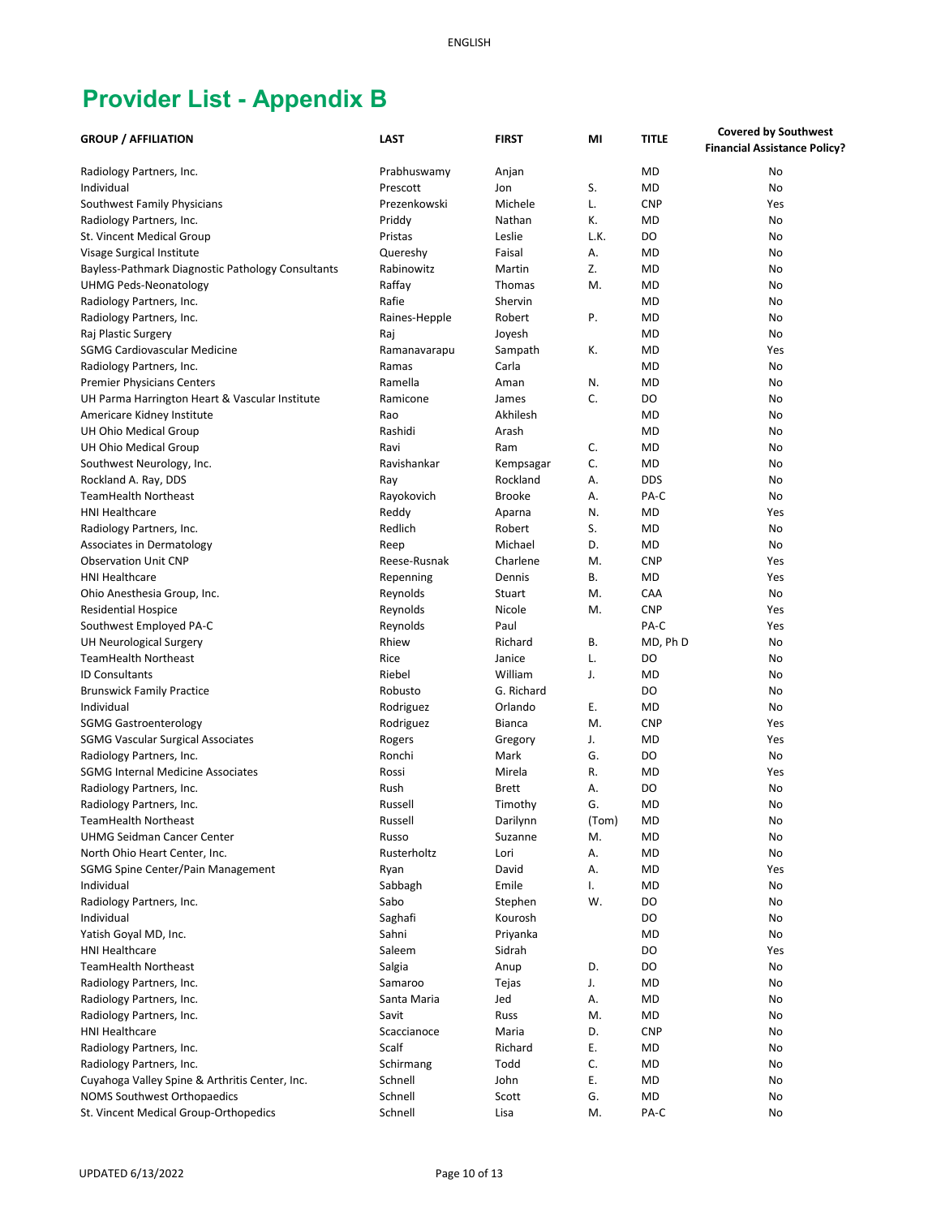# Provider List - Appendix B

| GROUP / AFFILIATION | LAST | FIRST | MI | TITLE | Covered by Southwest Financial Assistance Policy? |
|---|---|---|---|---|---|
| Radiology Partners, Inc. | Prabhuswamy | Anjan | | MD | No |
| Individual | Prescott | Jon | S. | MD | No |
| Southwest Family Physicians | Prezenkowski | Michele | L. | CNP | Yes |
| Radiology Partners, Inc. | Priddy | Nathan | K. | MD | No |
| St. Vincent Medical Group | Pristas | Leslie | L.K. | DO | No |
| Visage Surgical Institute | Quereshy | Faisal | A. | MD | No |
| Bayless-Pathmark Diagnostic Pathology Consultants | Rabinowitz | Martin | Z. | MD | No |
| UHMG Peds-Neonatology | Raffay | Thomas | M. | MD | No |
| Radiology Partners, Inc. | Rafie | Shervin | | MD | No |
| Radiology Partners, Inc. | Raines-Hepple | Robert | P. | MD | No |
| Raj Plastic Surgery | Raj | Joyesh | | MD | No |
| SGMG Cardiovascular Medicine | Ramanavarapu | Sampath | K. | MD | Yes |
| Radiology Partners, Inc. | Ramas | Carla | | MD | No |
| Premier Physicians Centers | Ramella | Aman | N. | MD | No |
| UH Parma Harrington Heart & Vascular Institute | Ramicone | James | C. | DO | No |
| Americare Kidney Institute | Rao | Akhilesh | | MD | No |
| UH Ohio Medical Group | Rashidi | Arash | | MD | No |
| UH Ohio Medical Group | Ravi | Ram | C. | MD | No |
| Southwest Neurology, Inc. | Ravishankar | Kempsagar | C. | MD | No |
| Rockland A. Ray, DDS | Ray | Rockland | A. | DDS | No |
| TeamHealth Northeast | Rayokovich | Brooke | A. | PA-C | No |
| HNI Healthcare | Reddy | Aparna | N. | MD | Yes |
| Radiology Partners, Inc. | Redlich | Robert | S. | MD | No |
| Associates in Dermatology | Reep | Michael | D. | MD | No |
| Observation Unit CNP | Reese-Rusnak | Charlene | M. | CNP | Yes |
| HNI Healthcare | Repenning | Dennis | B. | MD | Yes |
| Ohio Anesthesia Group, Inc. | Reynolds | Stuart | M. | CAA | No |
| Residential Hospice | Reynolds | Nicole | M. | CNP | Yes |
| Southwest Employed PA-C | Reynolds | Paul | | PA-C | Yes |
| UH Neurological Surgery | Rhiew | Richard | B. | MD, Ph D | No |
| TeamHealth Northeast | Rice | Janice | L. | DO | No |
| ID Consultants | Riebel | William | J. | MD | No |
| Brunswick Family Practice | Robusto | G. Richard | | DO | No |
| Individual | Rodriguez | Orlando | E. | MD | No |
| SGMG Gastroenterology | Rodriguez | Bianca | M. | CNP | Yes |
| SGMG Vascular Surgical Associates | Rogers | Gregory | J. | MD | Yes |
| Radiology Partners, Inc. | Ronchi | Mark | G. | DO | No |
| SGMG Internal Medicine Associates | Rossi | Mirela | R. | MD | Yes |
| Radiology Partners, Inc. | Rush | Brett | A. | DO | No |
| Radiology Partners, Inc. | Russell | Timothy | G. | MD | No |
| TeamHealth Northeast | Russell | Darilynn | (Tom) | MD | No |
| UHMG Seidman Cancer Center | Russo | Suzanne | M. | MD | No |
| North Ohio Heart Center, Inc. | Rusterholtz | Lori | A. | MD | No |
| SGMG Spine Center/Pain Management | Ryan | David | A. | MD | Yes |
| Individual | Sabbagh | Emile | I. | MD | No |
| Radiology Partners, Inc. | Sabo | Stephen | W. | DO | No |
| Individual | Saghafi | Kourosh | | DO | No |
| Yatish Goyal MD, Inc. | Sahni | Priyanka | | MD | No |
| HNI Healthcare | Saleem | Sidrah | | DO | Yes |
| TeamHealth Northeast | Salgia | Anup | D. | DO | No |
| Radiology Partners, Inc. | Samaroo | Tejas | J. | MD | No |
| Radiology Partners, Inc. | Santa Maria | Jed | A. | MD | No |
| Radiology Partners, Inc. | Savit | Russ | M. | MD | No |
| HNI Healthcare | Scaccianoce | Maria | D. | CNP | No |
| Radiology Partners, Inc. | Scalf | Richard | E. | MD | No |
| Radiology Partners, Inc. | Schirmang | Todd | C. | MD | No |
| Cuyahoga Valley Spine & Arthritis Center, Inc. | Schnell | John | E. | MD | No |
| NOMS Southwest Orthopaedics | Schnell | Scott | G. | MD | No |
| St. Vincent Medical Group-Orthopedics | Schnell | Lisa | M. | PA-C | No |

UPDATED 6/13/2022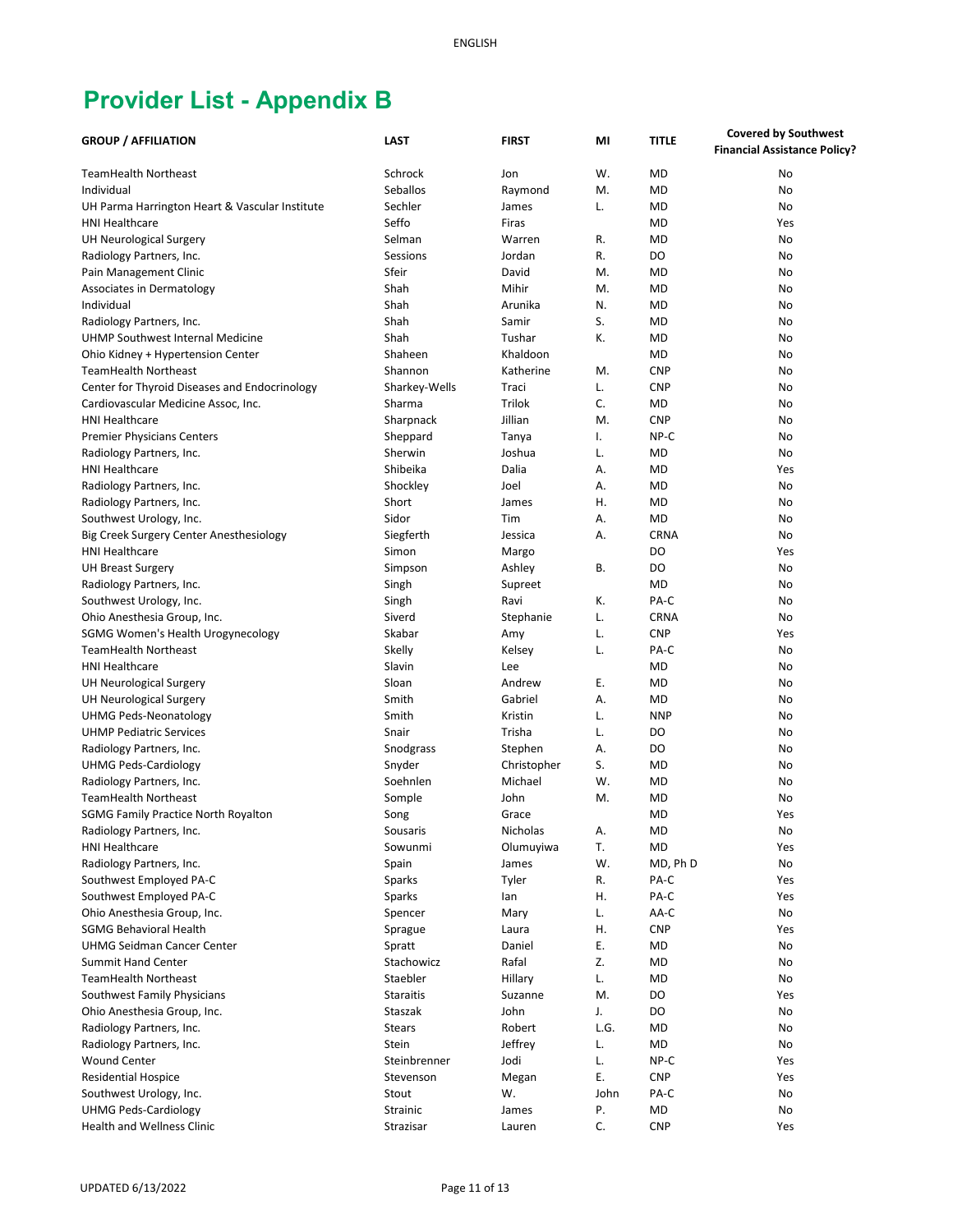ENGLISH

# Provider List - Appendix B

| GROUP / AFFILIATION | LAST | FIRST | MI | TITLE | Covered by Southwest Financial Assistance Policy? |
|---|---|---|---|---|---|
| TeamHealth Northeast | Schrock | Jon | W. | MD | No |
| Individual | Seballos | Raymond | M. | MD | No |
| UH Parma Harrington Heart & Vascular Institute | Sechler | James | L. | MD | No |
| HNI Healthcare | Seffo | Firas | | MD | Yes |
| UH Neurological Surgery | Selman | Warren | R. | MD | No |
| Radiology Partners, Inc. | Sessions | Jordan | R. | DO | No |
| Pain Management Clinic | Sfeir | David | M. | MD | No |
| Associates in Dermatology | Shah | Mihir | M. | MD | No |
| Individual | Shah | Arunika | N. | MD | No |
| Radiology Partners, Inc. | Shah | Samir | S. | MD | No |
| UHMP Southwest Internal Medicine | Shah | Tushar | K. | MD | No |
| Ohio Kidney + Hypertension Center | Shaheen | Khaldoon | | MD | No |
| TeamHealth Northeast | Shannon | Katherine | M. | CNP | No |
| Center for Thyroid Diseases and Endocrinology | Sharkey-Wells | Traci | L. | CNP | No |
| Cardiovascular Medicine Assoc, Inc. | Sharma | Trilok | C. | MD | No |
| HNI Healthcare | Sharpnack | Jillian | M. | CNP | No |
| Premier Physicians Centers | Sheppard | Tanya | I. | NP-C | No |
| Radiology Partners, Inc. | Sherwin | Joshua | L. | MD | No |
| HNI Healthcare | Shibeika | Dalia | A. | MD | Yes |
| Radiology Partners, Inc. | Shockley | Joel | A. | MD | No |
| Radiology Partners, Inc. | Short | James | H. | MD | No |
| Southwest Urology, Inc. | Sidor | Tim | A. | MD | No |
| Big Creek Surgery Center Anesthesiology | Siegferth | Jessica | A. | CRNA | No |
| HNI Healthcare | Simon | Margo | | DO | Yes |
| UH Breast Surgery | Simpson | Ashley | B. | DO | No |
| Radiology Partners, Inc. | Singh | Supreet | | MD | No |
| Southwest Urology, Inc. | Singh | Ravi | K. | PA-C | No |
| Ohio Anesthesia Group, Inc. | Siverd | Stephanie | L. | CRNA | No |
| SGMG Women's Health Urogynecology | Skabar | Amy | L. | CNP | Yes |
| TeamHealth Northeast | Skelly | Kelsey | L. | PA-C | No |
| HNI Healthcare | Slavin | Lee | | MD | No |
| UH Neurological Surgery | Sloan | Andrew | E. | MD | No |
| UH Neurological Surgery | Smith | Gabriel | A. | MD | No |
| UHMG Peds-Neonatology | Smith | Kristin | L. | NNP | No |
| UHMP Pediatric Services | Snair | Trisha | L. | DO | No |
| Radiology Partners, Inc. | Snodgrass | Stephen | A. | DO | No |
| UHMG Peds-Cardiology | Snyder | Christopher | S. | MD | No |
| Radiology Partners, Inc. | Soehnlen | Michael | W. | MD | No |
| TeamHealth Northeast | Somple | John | M. | MD | No |
| SGMG Family Practice North Royalton | Song | Grace | | MD | Yes |
| Radiology Partners, Inc. | Sousaris | Nicholas | A. | MD | No |
| HNI Healthcare | Sowunmi | Olumuyiwa | T. | MD | Yes |
| Radiology Partners, Inc. | Spain | James | W. | MD, Ph D | No |
| Southwest Employed PA-C | Sparks | Tyler | R. | PA-C | Yes |
| Southwest Employed PA-C | Sparks | Ian | H. | PA-C | Yes |
| Ohio Anesthesia Group, Inc. | Spencer | Mary | L. | AA-C | No |
| SGMG Behavioral Health | Sprague | Laura | H. | CNP | Yes |
| UHMG Seidman Cancer Center | Spratt | Daniel | E. | MD | No |
| Summit Hand Center | Stachowicz | Rafal | Z. | MD | No |
| TeamHealth Northeast | Staebler | Hillary | L. | MD | No |
| Southwest Family Physicians | Staraitis | Suzanne | M. | DO | Yes |
| Ohio Anesthesia Group, Inc. | Staszak | John | J. | DO | No |
| Radiology Partners, Inc. | Stears | Robert | L.G. | MD | No |
| Radiology Partners, Inc. | Stein | Jeffrey | L. | MD | No |
| Wound Center | Steinbrenner | Jodi | L. | NP-C | Yes |
| Residential Hospice | Stevenson | Megan | E. | CNP | Yes |
| Southwest Urology, Inc. | Stout | W. | John | PA-C | No |
| UHMG Peds-Cardiology | Strainic | James | P. | MD | No |
| Health and Wellness Clinic | Strazisar | Lauren | C. | CNP | Yes |

UPDATED 6/13/2022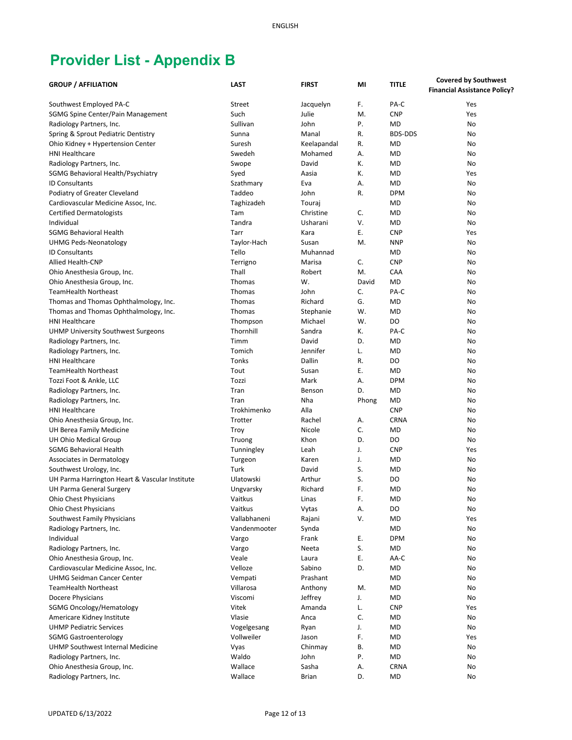# Provider List - Appendix B

| GROUP / AFFILIATION | LAST | FIRST | MI | TITLE | Covered by Southwest Financial Assistance Policy? |
|---|---|---|---|---|---|
| Southwest Employed PA-C | Street | Jacquelyn | F. | PA-C | Yes |
| SGMG Spine Center/Pain Management | Such | Julie | M. | CNP | Yes |
| Radiology Partners, Inc. | Sullivan | John | P. | MD | No |
| Spring & Sprout Pediatric Dentistry | Sunna | Manal | R. | BDS-DDS | No |
| Ohio Kidney + Hypertension Center | Suresh | Keelapandal | R. | MD | No |
| HNI Healthcare | Swedeh | Mohamed | A. | MD | No |
| Radiology Partners, Inc. | Swope | David | K. | MD | No |
| SGMG Behavioral Health/Psychiatry | Syed | Aasia | K. | MD | Yes |
| ID Consultants | Szathmary | Eva | A. | MD | No |
| Podiatry of Greater Cleveland | Taddeo | John | R. | DPM | No |
| Cardiovascular Medicine Assoc, Inc. | Taghizadeh | Touraj | | MD | No |
| Certified Dermatologists | Tam | Christine | C. | MD | No |
| Individual | Tandra | Usharani | V. | MD | No |
| SGMG Behavioral Health | Tarr | Kara | E. | CNP | Yes |
| UHMG Peds-Neonatology | Taylor-Hach | Susan | M. | NNP | No |
| ID Consultants | Tello | Muhannad | | MD | No |
| Allied Health-CNP | Terrigno | Marisa | C. | CNP | No |
| Ohio Anesthesia Group, Inc. | Thall | Robert | M. | CAA | No |
| Ohio Anesthesia Group, Inc. | Thomas | W. | David | MD | No |
| TeamHealth Northeast | Thomas | John | C. | PA-C | No |
| Thomas and Thomas Ophthalmology, Inc. | Thomas | Richard | G. | MD | No |
| Thomas and Thomas Ophthalmology, Inc. | Thomas | Stephanie | W. | MD | No |
| HNI Healthcare | Thompson | Michael | W. | DO | No |
| UHMP University Southwest Surgeons | Thornhill | Sandra | K. | PA-C | No |
| Radiology Partners, Inc. | Timm | David | D. | MD | No |
| Radiology Partners, Inc. | Tomich | Jennifer | L. | MD | No |
| HNI Healthcare | Tonks | Dallin | R. | DO | No |
| TeamHealth Northeast | Tout | Susan | E. | MD | No |
| Tozzi Foot & Ankle, LLC | Tozzi | Mark | A. | DPM | No |
| Radiology Partners, Inc. | Tran | Benson | D. | MD | No |
| Radiology Partners, Inc. | Tran | Nha | Phong | MD | No |
| HNI Healthcare | Trokhimenko | Alla | | CNP | No |
| Ohio Anesthesia Group, Inc. | Trotter | Rachel | A. | CRNA | No |
| UH Berea Family Medicine | Troy | Nicole | C. | MD | No |
| UH Ohio Medical Group | Truong | Khon | D. | DO | No |
| SGMG Behavioral Health | Tunningley | Leah | J. | CNP | Yes |
| Associates in Dermatology | Turgeon | Karen | J. | MD | No |
| Southwest Urology, Inc. | Turk | David | S. | MD | No |
| UH Parma Harrington Heart & Vascular Institute | Ulatowski | Arthur | S. | DO | No |
| UH Parma General Surgery | Ungvarsky | Richard | F. | MD | No |
| Ohio Chest Physicians | Vaitkus | Linas | F. | MD | No |
| Ohio Chest Physicians | Vaitkus | Vytas | A. | DO | No |
| Southwest Family Physicians | Vallabhaneni | Rajani | V. | MD | Yes |
| Radiology Partners, Inc. | Vandenmooter | Synda | | MD | No |
| Individual | Vargo | Frank | E. | DPM | No |
| Radiology Partners, Inc. | Vargo | Neeta | S. | MD | No |
| Ohio Anesthesia Group, Inc. | Veale | Laura | E. | AA-C | No |
| Cardiovascular Medicine Assoc, Inc. | Velloze | Sabino | D. | MD | No |
| UHMG Seidman Cancer Center | Vempati | Prashant | | MD | No |
| TeamHealth Northeast | Villarosa | Anthony | M. | MD | No |
| Docere Physicians | Viscomi | Jeffrey | J. | MD | No |
| SGMG Oncology/Hematology | Vitek | Amanda | L. | CNP | Yes |
| Americare Kidney Institute | Vlasie | Anca | C. | MD | No |
| UHMP Pediatric Services | Vogelgesang | Ryan | J. | MD | No |
| SGMG Gastroenterology | Vollweiler | Jason | F. | MD | Yes |
| UHMP Southwest Internal Medicine | Vyas | Chinmay | B. | MD | No |
| Radiology Partners, Inc. | Waldo | John | P. | MD | No |
| Ohio Anesthesia Group, Inc. | Wallace | Sasha | A. | CRNA | No |
| Radiology Partners, Inc. | Wallace | Brian | D. | MD | No |

UPDATED 6/13/2022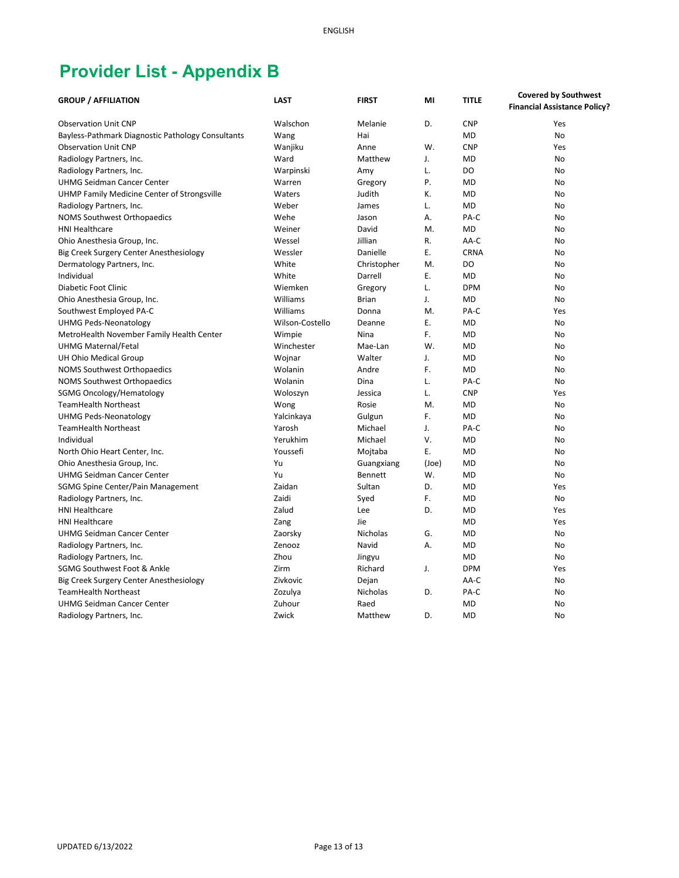# Provider List - Appendix B

| GROUP / AFFILIATION | LAST | FIRST | MI | TITLE | Covered by Southwest Financial Assistance Policy? |
|---|---|---|---|---|---|
| Observation Unit CNP | Walschon | Melanie | D. | CNP | Yes |
| Bayless-Pathmark Diagnostic Pathology Consultants | Wang | Hai | | MD | No |
| Observation Unit CNP | Wanjiku | Anne | W. | CNP | Yes |
| Radiology Partners, Inc. | Ward | Matthew | J. | MD | No |
| Radiology Partners, Inc. | Warpinski | Amy | L. | DO | No |
| UHMG Seidman Cancer Center | Warren | Gregory | P. | MD | No |
| UHMP Family Medicine Center of Strongsville | Waters | Judith | K. | MD | No |
| Radiology Partners, Inc. | Weber | James | L. | MD | No |
| NOMS Southwest Orthopaedics | Wehe | Jason | A. | PA-C | No |
| HNI Healthcare | Weiner | David | M. | MD | No |
| Ohio Anesthesia Group, Inc. | Wessel | Jillian | R. | AA-C | No |
| Big Creek Surgery Center Anesthesiology | Wessler | Danielle | E. | CRNA | No |
| Dermatology Partners, Inc. | White | Christopher | M. | DO | No |
| Individual | White | Darrell | E. | MD | No |
| Diabetic Foot Clinic | Wiemken | Gregory | L. | DPM | No |
| Ohio Anesthesia Group, Inc. | Williams | Brian | J. | MD | No |
| Southwest Employed PA-C | Williams | Donna | M. | PA-C | Yes |
| UHMG Peds-Neonatology | Wilson-Costello | Deanne | E. | MD | No |
| MetroHealth November Family Health Center | Wimpie | Nina | F. | MD | No |
| UHMG Maternal/Fetal | Winchester | Mae-Lan | W. | MD | No |
| UH Ohio Medical Group | Wojnar | Walter | J. | MD | No |
| NOMS Southwest Orthopaedics | Wolanin | Andre | F. | MD | No |
| NOMS Southwest Orthopaedics | Wolanin | Dina | L. | PA-C | No |
| SGMG Oncology/Hematology | Woloszyn | Jessica | L. | CNP | Yes |
| TeamHealth Northeast | Wong | Rosie | M. | MD | No |
| UHMG Peds-Neonatology | Yalcinkaya | Gulgun | F. | MD | No |
| TeamHealth Northeast | Yarosh | Michael | J. | PA-C | No |
| Individual | Yerukhim | Michael | V. | MD | No |
| North Ohio Heart Center, Inc. | Youssefi | Mojtaba | E. | MD | No |
| Ohio Anesthesia Group, Inc. | Yu | Guangxiang | (Joe) | MD | No |
| UHMG Seidman Cancer Center | Yu | Bennett | W. | MD | No |
| SGMG Spine Center/Pain Management | Zaidan | Sultan | D. | MD | Yes |
| Radiology Partners, Inc. | Zaidi | Syed | F. | MD | No |
| HNI Healthcare | Zalud | Lee | D. | MD | Yes |
| HNI Healthcare | Zang | Jie | | MD | Yes |
| UHMG Seidman Cancer Center | Zaorsky | Nicholas | G. | MD | No |
| Radiology Partners, Inc. | Zenooz | Navid | A. | MD | No |
| Radiology Partners, Inc. | Zhou | Jingyu | | MD | No |
| SGMG Southwest Foot & Ankle | Zirm | Richard | J. | DPM | Yes |
| Big Creek Surgery Center Anesthesiology | Zivkovic | Dejan | | AA-C | No |
| TeamHealth Northeast | Zozulya | Nicholas | D. | PA-C | No |
| UHMG Seidman Cancer Center | Zuhour | Raed | | MD | No |
| Radiology Partners, Inc. | Zwick | Matthew | D. | MD | No |

UPDATED 6/13/2022